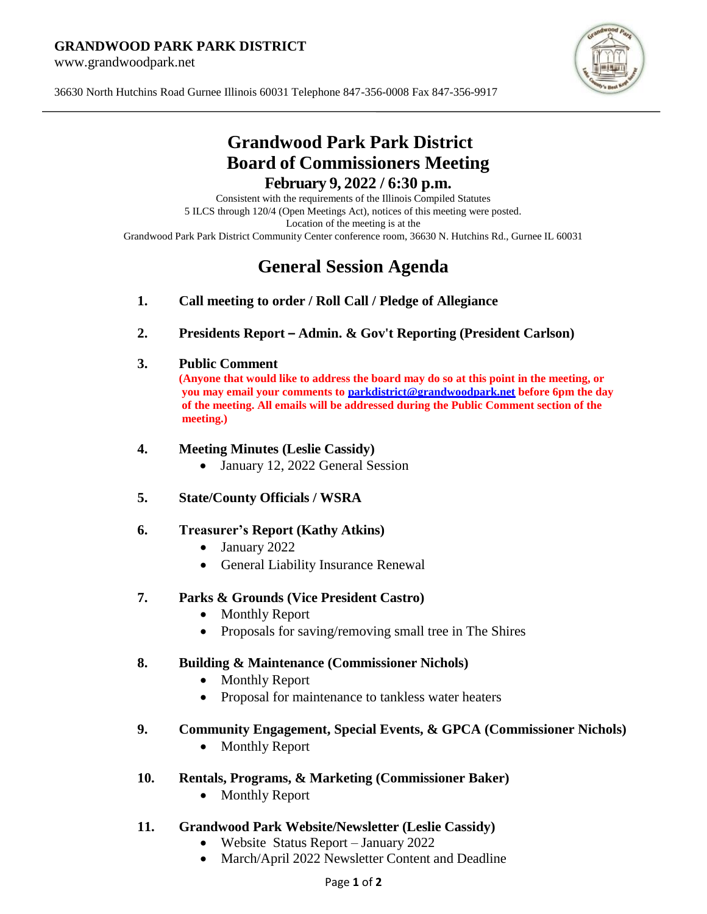**GRANDWOOD PARK PARK DISTRICT**
www.grandwoodpark.net

36630 North Hutchins Road Gurnee Illinois 60031 Telephone 847-356-0008 Fax 847-356-9917

---

# Grandwood Park Park District
# Board of Commissioners Meeting
## February 9, 2022 / 6:30 p.m.

Consistent with the requirements of the Illinois Compiled Statutes
5 ILCS through 120/4 (Open Meetings Act), notices of this meeting were posted.
Location of the meeting is at the
Grandwood Park Park District Community Center conference room, 36630 N. Hutchins Rd., Gurnee IL 60031

# General Session Agenda

1. **Call meeting to order / Roll Call / Pledge of Allegiance**

2. **Presidents Report – Admin. & Gov't Reporting (President Carlson)**

3. **Public Comment**
   **(Anyone that would like to address the board may do so at this point in the meeting, or you may email your comments to [parkdistrict@grandwoodpark.net](mailto:parkdistrict@grandwoodpark.net) before 6pm the day of the meeting. All emails will be addressed during the Public Comment section of the meeting.)**

4. **Meeting Minutes (Leslie Cassidy)**
   - January 12, 2022 General Session

5. **State/County Officials / WSRA**

6. **Treasurer's Report (Kathy Atkins)**
   - January 2022
   - General Liability Insurance Renewal

7. **Parks & Grounds (Vice President Castro)**
   - Monthly Report
   - Proposals for saving/removing small tree in The Shires

8. **Building & Maintenance (Commissioner Nichols)**
   - Monthly Report
   - Proposal for maintenance to tankless water heaters

9. **Community Engagement, Special Events, & GPCA (Commissioner Nichols)**
   - Monthly Report

10. **Rentals, Programs, & Marketing (Commissioner Baker)**
    - Monthly Report

11. **Grandwood Park Website/Newsletter (Leslie Cassidy)**
    - Website Status Report – January 2022
    - March/April 2022 Newsletter Content and Deadline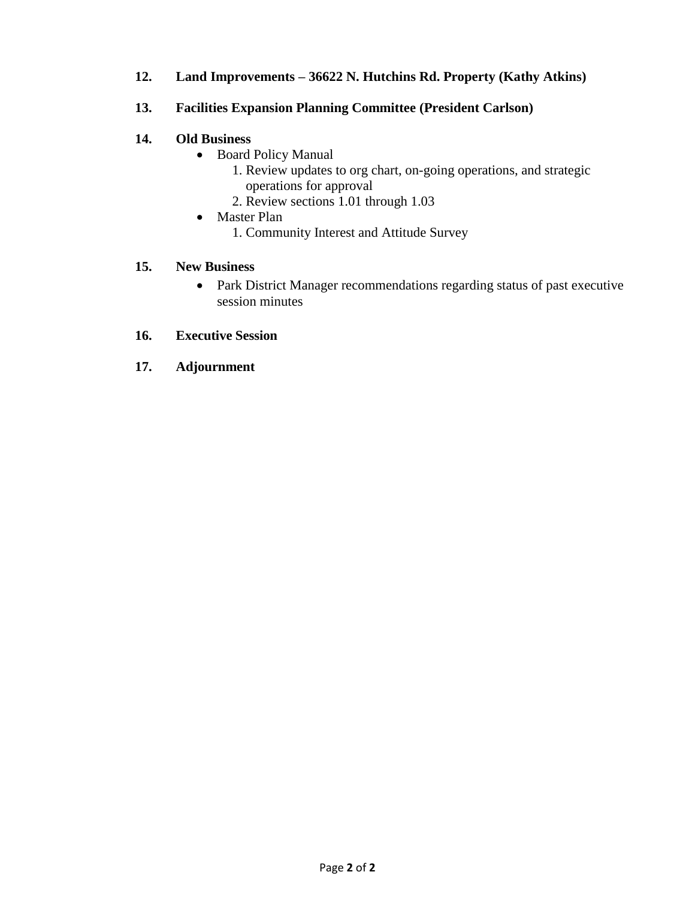**12. Land Improvements – 36622 N. Hutchins Rd. Property (Kathy Atkins)**

**13. Facilities Expansion Planning Committee (President Carlson)**

**14. Old Business**

- Board Policy Manual
  1. Review updates to org chart, on-going operations, and strategic operations for approval
  2. Review sections 1.01 through 1.03
- Master Plan
  1. Community Interest and Attitude Survey

**15. New Business**

- Park District Manager recommendations regarding status of past executive session minutes

**16. Executive Session**

**17. Adjournment**